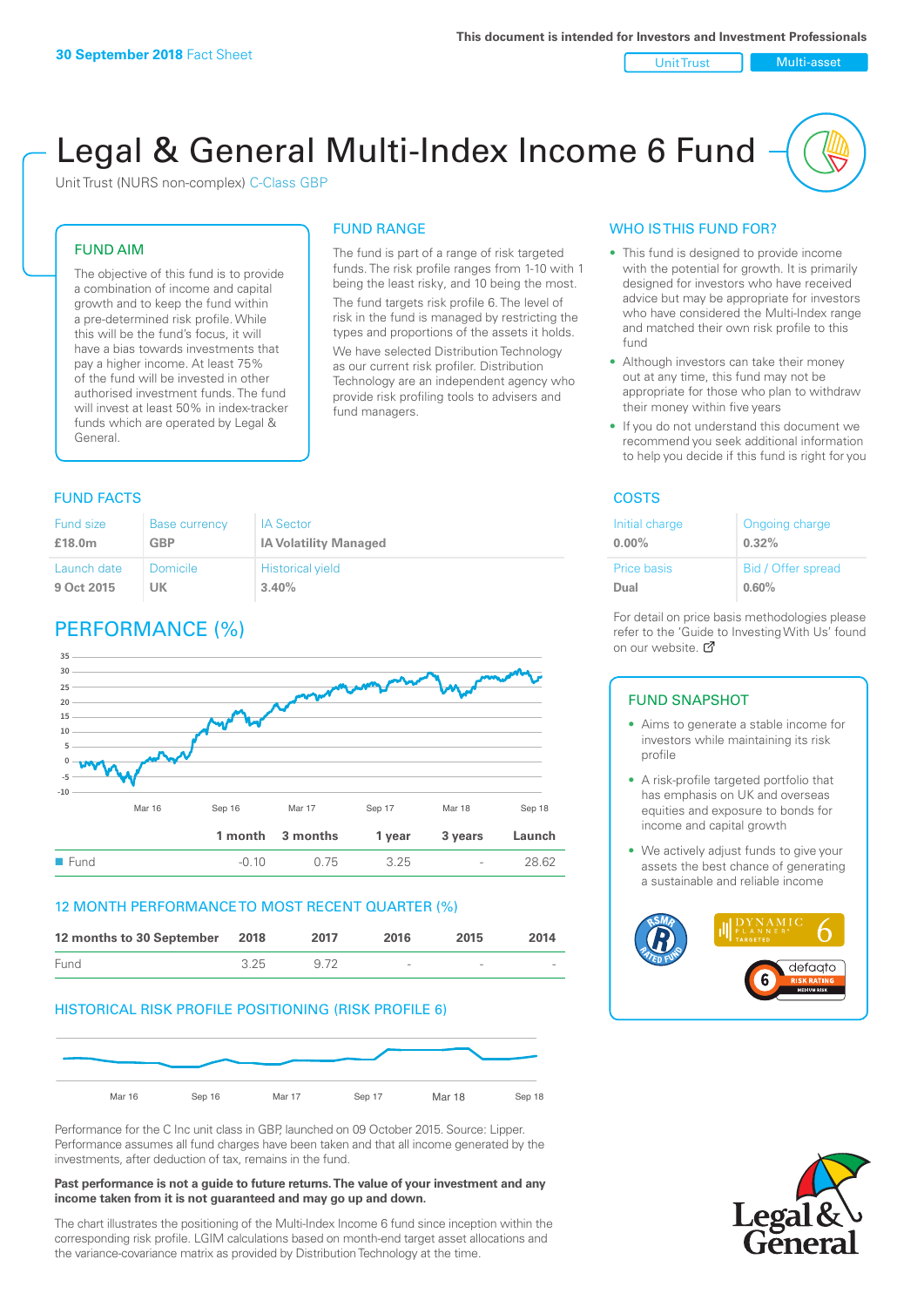This document is intended for Investors and Investment Professionals

**30 September 2018** Fact Sheet

Unit Trust | Multi-asset

# Legal & General Multi-Index Income 6 Fund

Unit Trust (NURS non-complex) C-Class GBP

## FUND AIM

The objective of this fund is to provide a combination of income and capital growth and to keep the fund within a pre-determined risk profile. While this will be the fund's focus, it will have a bias towards investments that pay a higher income. At least 75% of the fund will be invested in other authorised investment funds. The fund will invest at least 50% in index-tracker funds which are operated by Legal & General.

## FUND RANGE

The fund is part of a range of risk targeted funds. The risk profile ranges from 1-10 with 1 being the least risky, and 10 being the most.

The fund targets risk profile 6. The level of risk in the fund is managed by restricting the types and proportions of the assets it holds.

We have selected Distribution Technology as our current risk profiler. Distribution Technology are an independent agency who provide risk profiling tools to advisers and fund managers.

## WHO IS THIS FUND FOR?

- This fund is designed to provide income with the potential for growth. It is primarily designed for investors who have received advice but may be appropriate for investors who have considered the Multi-Index range and matched their own risk profile to this fund
- Although investors can take their money out at any time, this fund may not be appropriate for those who plan to withdraw their money within five years
- If you do not understand this document we recommend you seek additional information to help you decide if this fund is right for you

## FUND FACTS

| Fund size | Base currency | IA Sector |
|---|---|---|
| **£18.0m** | **GBP** | **IA Volatility Managed** |
| **Launch date** | **Domicile** | **Historical yield** |
| **9 Oct 2015** | **UK** | **3.40%** |

## COSTS

| Initial charge | Ongoing charge |
|---|---|
| **0.00%** | **0.32%** |
| **Price basis** | **Bid / Offer spread** |
| **Dual** | **0.60%** |

For detail on price basis methodologies please refer to the 'Guide to Investing With Us' found on our website.

## PERFORMANCE (%)

| | 1 month | 3 months | 1 year | 3 years | Launch |
|---|---|---|---|---|---|
| Fund | -0.10 | 0.75 | 3.25 | - | 28.62 |

## 12 MONTH PERFORMANCE TO MOST RECENT QUARTER (%)

| 12 months to 30 September | 2018 | 2017 | 2016 | 2015 | 2014 |
|---|---|---|---|---|---|
| Fund | 3.25 | 9.72 | - | - | - |

## HISTORICAL RISK PROFILE POSITIONING (RISK PROFILE 6)

Performance for the C Inc unit class in GBP, launched on 09 October 2015. Source: Lipper. Performance assumes all fund charges have been taken and that all income generated by the investments, after deduction of tax, remains in the fund.

**Past performance is not a guide to future returns. The value of your investment and any income taken from it is not guaranteed and may go up and down.**

The chart illustrates the positioning of the Multi-Index Income 6 fund since inception within the corresponding risk profile. LGIM calculations based on month-end target asset allocations and the variance-covariance matrix as provided by Distribution Technology at the time.

## FUND SNAPSHOT

- Aims to generate a stable income for investors while maintaining its risk profile
- A risk-profile targeted portfolio that has emphasis on UK and overseas equities and exposure to bonds for income and capital growth
- We actively adjust funds to give your assets the best chance of generating a sustainable and reliable income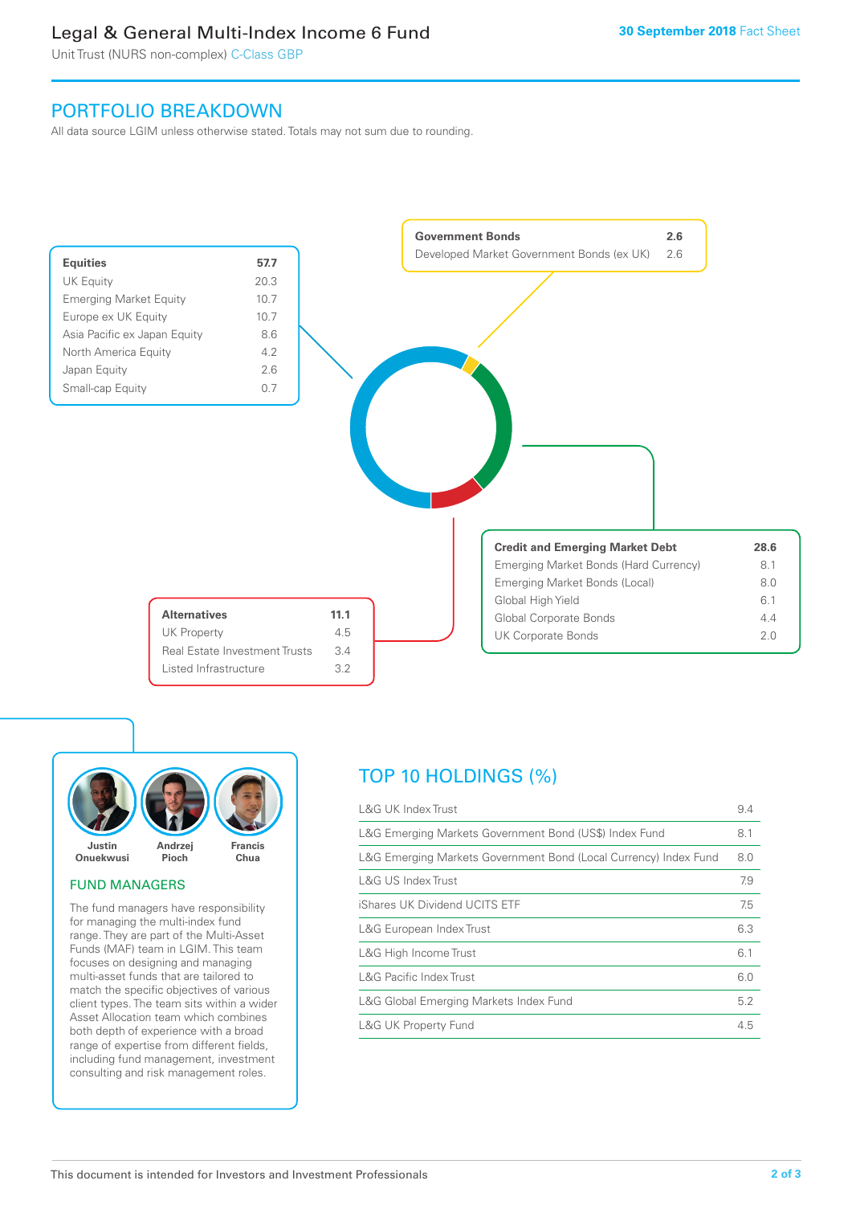# Legal & General Multi-Index Income 6 Fund

Unit Trust (NURS non-complex) C-Class GBP

30 September 2018 Fact Sheet

## PORTFOLIO BREAKDOWN

All data source LGIM unless otherwise stated. Totals may not sum due to rounding.

| Equities | 57.7 |
|---|---|
| UK Equity | 20.3 |
| Emerging Market Equity | 10.7 |
| Europe ex UK Equity | 10.7 |
| Asia Pacific ex Japan Equity | 8.6 |
| North America Equity | 4.2 |
| Japan Equity | 2.6 |
| Small-cap Equity | 0.7 |

| Government Bonds | 2.6 |
|---|---|
| Developed Market Government Bonds (ex UK) | 2.6 |

| Credit and Emerging Market Debt | 28.6 |
|---|---|
| Emerging Market Bonds (Hard Currency) | 8.1 |
| Emerging Market Bonds (Local) | 8.0 |
| Global High Yield | 6.1 |
| Global Corporate Bonds | 4.4 |
| UK Corporate Bonds | 2.0 |

| Alternatives | 11.1 |
|---|---|
| UK Property | 4.5 |
| Real Estate Investment Trusts | 3.4 |
| Listed Infrastructure | 3.2 |

Justin Onuekwusi, Andrzej Pioch, Francis Chua

### FUND MANAGERS

The fund managers have responsibility for managing the multi-index fund range. They are part of the Multi-Asset Funds (MAF) team in LGIM. This team focuses on designing and managing multi-asset funds that are tailored to match the specific objectives of various client types. The team sits within a wider Asset Allocation team which combines both depth of experience with a broad range of expertise from different fields, including fund management, investment consulting and risk management roles.

## TOP 10 HOLDINGS (%)

| Holding | % |
|---|---|
| L&G UK Index Trust | 9.4 |
| L&G Emerging Markets Government Bond (US$) Index Fund | 8.1 |
| L&G Emerging Markets Government Bond (Local Currency) Index Fund | 8.0 |
| L&G US Index Trust | 7.9 |
| iShares UK Dividend UCITS ETF | 7.5 |
| L&G European Index Trust | 6.3 |
| L&G High Income Trust | 6.1 |
| L&G Pacific Index Trust | 6.0 |
| L&G Global Emerging Markets Index Fund | 5.2 |
| L&G UK Property Fund | 4.5 |

This document is intended for Investors and Investment Professionals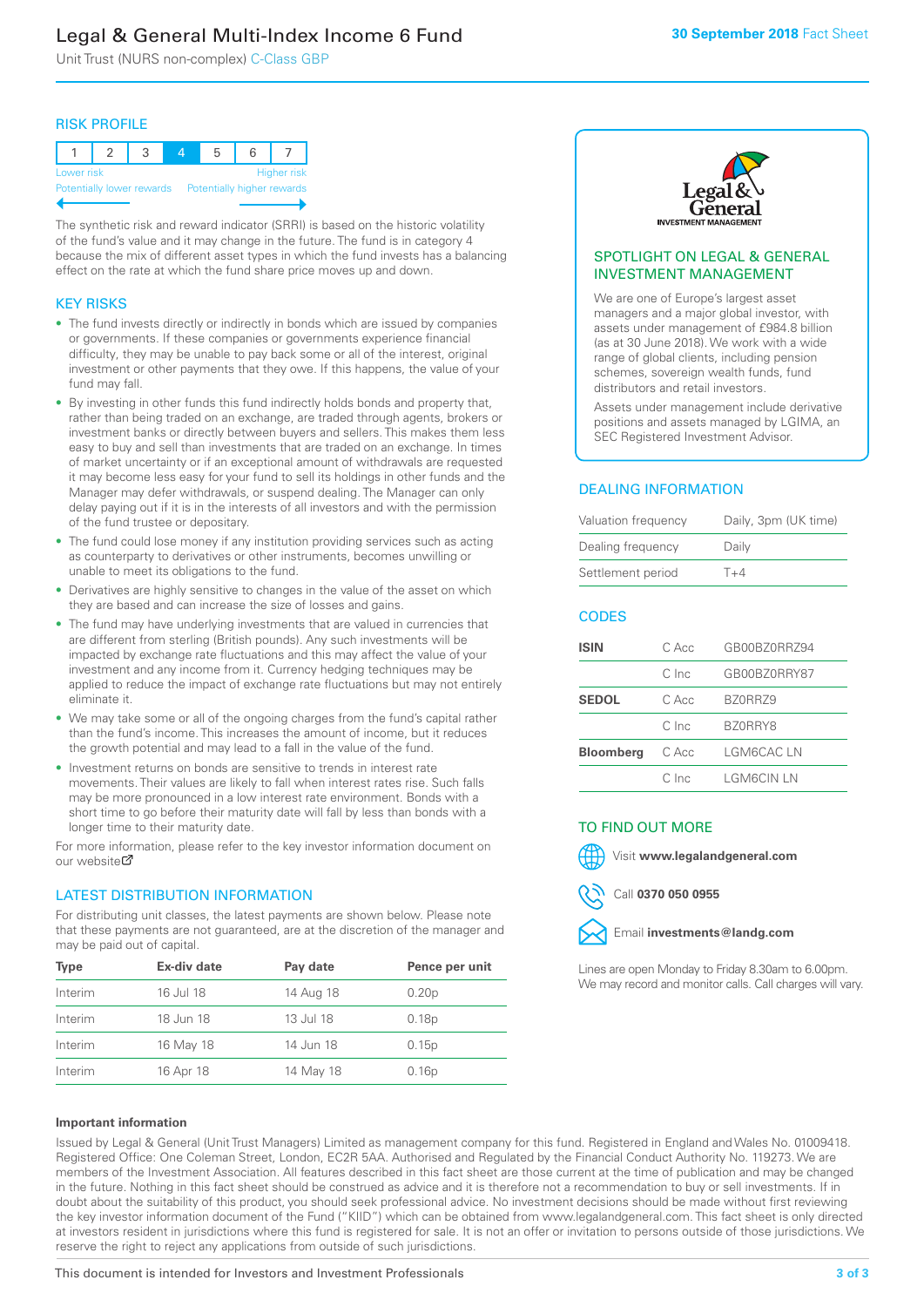# Legal & General Multi-Index Income 6 Fund

Unit Trust (NURS non-complex) C-Class GBP

30 September 2018 Fact Sheet

## RISK PROFILE

| 1 | 2 | 3 | 4 | 5 | 6 | 7 |
|---|---|---|---|---|---|---|

Lower risk — Higher risk

Potentially lower rewards — Potentially higher rewards

The synthetic risk and reward indicator (SRRI) is based on the historic volatility of the fund's value and it may change in the future. The fund is in category 4 because the mix of different asset types in which the fund invests has a balancing effect on the rate at which the fund share price moves up and down.

## KEY RISKS

- The fund invests directly or indirectly in bonds which are issued by companies or governments. If these companies or governments experience financial difficulty, they may be unable to pay back some or all of the interest, original investment or other payments that they owe. If this happens, the value of your fund may fall.
- By investing in other funds this fund indirectly holds bonds and property that, rather than being traded on an exchange, are traded through agents, brokers or investment banks or directly between buyers and sellers. This makes them less easy to buy and sell than investments that are traded on an exchange. In times of market uncertainty or if an exceptional amount of withdrawals are requested it may become less easy for your fund to sell its holdings in other funds and the Manager may defer withdrawals, or suspend dealing. The Manager can only delay paying out if it is in the interests of all investors and with the permission of the fund trustee or depositary.
- The fund could lose money if any institution providing services such as acting as counterparty to derivatives or other instruments, becomes unwilling or unable to meet its obligations to the fund.
- Derivatives are highly sensitive to changes in the value of the asset on which they are based and can increase the size of losses and gains.
- The fund may have underlying investments that are valued in currencies that are different from sterling (British pounds). Any such investments will be impacted by exchange rate fluctuations and this may affect the value of your investment and any income from it. Currency hedging techniques may be applied to reduce the impact of exchange rate fluctuations but may not entirely eliminate it.
- We may take some or all of the ongoing charges from the fund's capital rather than the fund's income. This increases the amount of income, but it reduces the growth potential and may lead to a fall in the value of the fund.
- Investment returns on bonds are sensitive to trends in interest rate movements. Their values are likely to fall when interest rates rise. Such falls may be more pronounced in a low interest rate environment. Bonds with a short time to go before their maturity date will fall by less than bonds with a longer time to their maturity date.

For more information, please refer to the key investor information document on our website

## LATEST DISTRIBUTION INFORMATION

For distributing unit classes, the latest payments are shown below. Please note that these payments are not guaranteed, are at the discretion of the manager and may be paid out of capital.

| Type | Ex-div date | Pay date | Pence per unit |
|---|---|---|---|
| Interim | 16 Jul 18 | 14 Aug 18 | 0.20p |
| Interim | 18 Jun 18 | 13 Jul 18 | 0.18p |
| Interim | 16 May 18 | 14 Jun 18 | 0.15p |
| Interim | 16 Apr 18 | 14 May 18 | 0.16p |

## SPOTLIGHT ON LEGAL & GENERAL INVESTMENT MANAGEMENT

We are one of Europe's largest asset managers and a major global investor, with assets under management of £984.8 billion (as at 30 June 2018). We work with a wide range of global clients, including pension schemes, sovereign wealth funds, fund distributors and retail investors.

Assets under management include derivative positions and assets managed by LGIMA, an SEC Registered Investment Advisor.

## DEALING INFORMATION

| | |
|---|---|
| Valuation frequency | Daily, 3pm (UK time) |
| Dealing frequency | Daily |
| Settlement period | T+4 |

## CODES

| | | |
|---|---|---|
| **ISIN** | C Acc | GB00BZ0RRZ94 |
| | C Inc | GB00BZ0RRY87 |
| **SEDOL** | C Acc | BZ0RRZ9 |
| | C Inc | BZ0RRY8 |
| **Bloomberg** | C Acc | LGM6CAC LN |
| | C Inc | LGM6CIN LN |

## TO FIND OUT MORE

Visit **www.legalandgeneral.com**

Call **0370 050 0955**

Email **investments@landg.com**

Lines are open Monday to Friday 8.30am to 6.00pm. We may record and monitor calls. Call charges will vary.

### Important information

Issued by Legal & General (Unit Trust Managers) Limited as management company for this fund. Registered in England and Wales No. 01009418. Registered Office: One Coleman Street, London, EC2R 5AA. Authorised and Regulated by the Financial Conduct Authority No. 119273. We are members of the Investment Association. All features described in this fact sheet are those current at the time of publication and may be changed in the future. Nothing in this fact sheet should be construed as advice and it is therefore not a recommendation to buy or sell investments. If in doubt about the suitability of this product, you should seek professional advice. No investment decisions should be made without first reviewing the key investor information document of the Fund ("KIID") which can be obtained from www.legalandgeneral.com. This fact sheet is only directed at investors resident in jurisdictions where this fund is registered for sale. It is not an offer or invitation to persons outside of those jurisdictions. We reserve the right to reject any applications from outside of such jurisdictions.

This document is intended for Investors and Investment Professionals